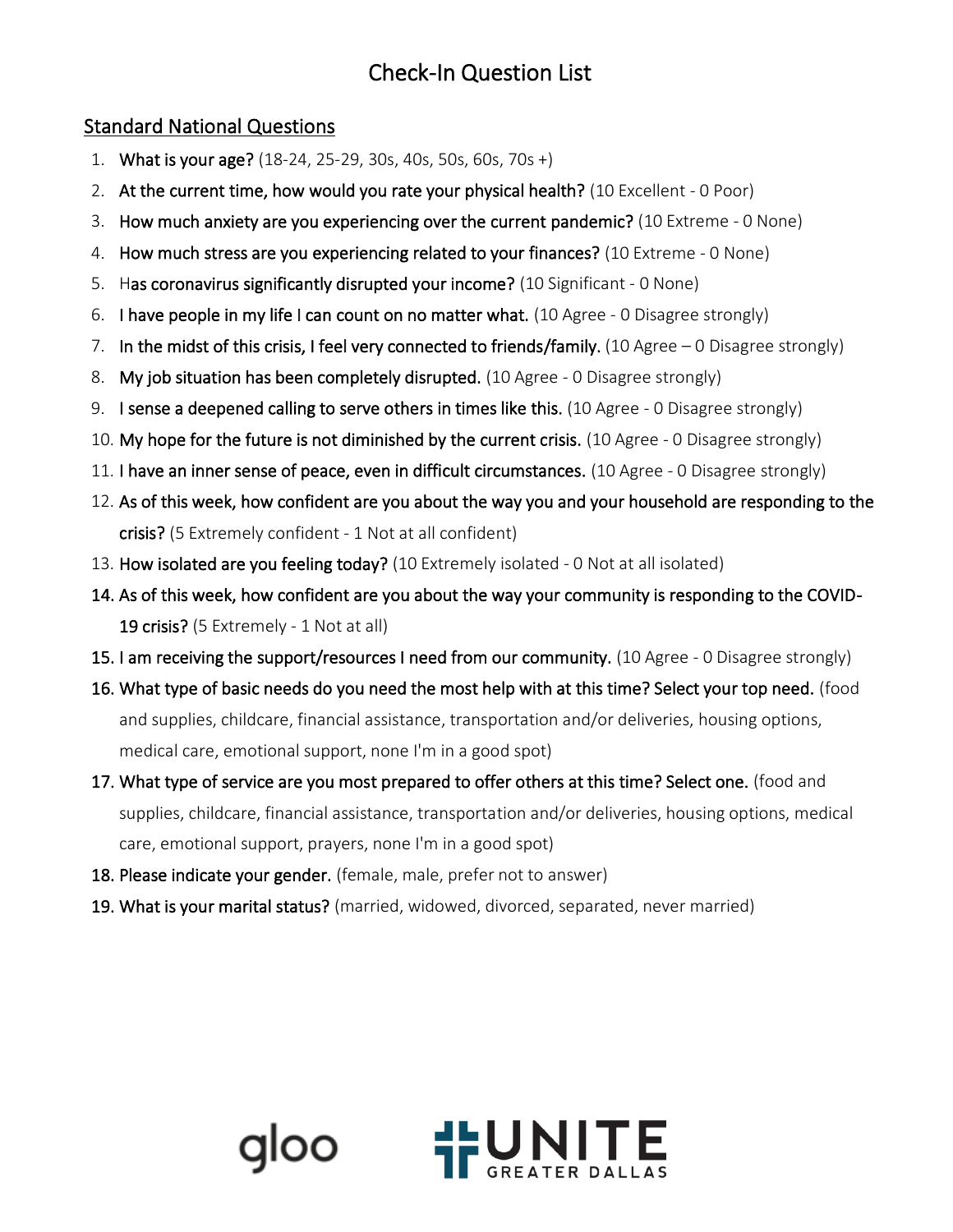# Check-In Question List

## Standard National Questions

1. **What is your age?** (18-24, 25-29, 30s, 40s, 50s, 60s, 70s +)
2. **At the current time, how would you rate your physical health?** (10 Excellent - 0 Poor)
3. **How much anxiety are you experiencing over the current pandemic?** (10 Extreme - 0 None)
4. **How much stress are you experiencing related to your finances?** (10 Extreme - 0 None)
5. **Has coronavirus significantly disrupted your income?** (10 Significant - 0 None)
6. **I have people in my life I can count on no matter what.** (10 Agree - 0 Disagree strongly)
7. **In the midst of this crisis, I feel very connected to friends/family.** (10 Agree – 0 Disagree strongly)
8. **My job situation has been completely disrupted.** (10 Agree - 0 Disagree strongly)
9. **I sense a deepened calling to serve others in times like this.** (10 Agree - 0 Disagree strongly)
10. **My hope for the future is not diminished by the current crisis.** (10 Agree - 0 Disagree strongly)
11. **I have an inner sense of peace, even in difficult circumstances.** (10 Agree - 0 Disagree strongly)
12. **As of this week, how confident are you about the way you and your household are responding to the crisis?** (5 Extremely confident - 1 Not at all confident)
13. **How isolated are you feeling today?** (10 Extremely isolated - 0 Not at all isolated)
14. **As of this week, how confident are you about the way your community is responding to the COVID-19 crisis?** (5 Extremely - 1 Not at all)
15. **I am receiving the support/resources I need from our community.** (10 Agree - 0 Disagree strongly)
16. **What type of basic needs do you need the most help with at this time? Select your top need.** (food and supplies, childcare, financial assistance, transportation and/or deliveries, housing options, medical care, emotional support, none I'm in a good spot)
17. **What type of service are you most prepared to offer others at this time? Select one.** (food and supplies, childcare, financial assistance, transportation and/or deliveries, housing options, medical care, emotional support, prayers, none I'm in a good spot)
18. **Please indicate your gender.** (female, male, prefer not to answer)
19. **What is your marital status?** (married, widowed, divorced, separated, never married)

gloo UNITE GREATER DALLAS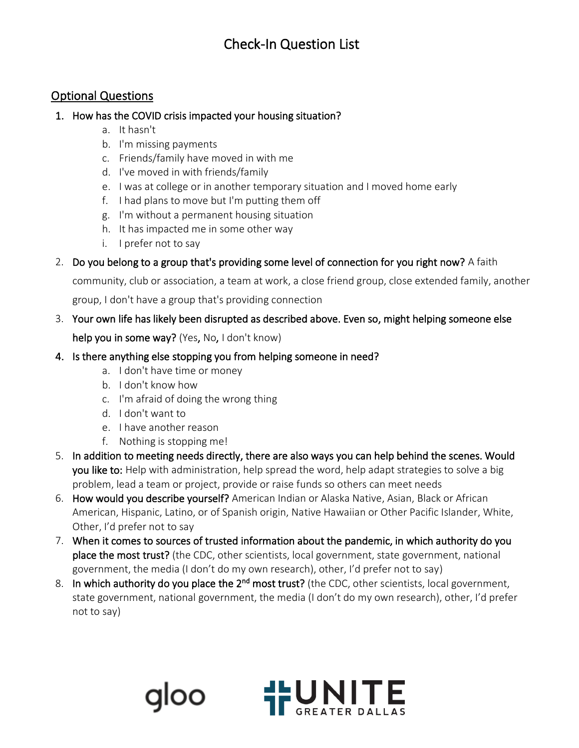# Check-In Question List

## Optional Questions

1. **How has the COVID crisis impacted your housing situation?**
    a. It hasn't
    b. I'm missing payments
    c. Friends/family have moved in with me
    d. I've moved in with friends/family
    e. I was at college or in another temporary situation and I moved home early
    f. I had plans to move but I'm putting them off
    g. I'm without a permanent housing situation
    h. It has impacted me in some other way
    i. I prefer not to say
2. **Do you belong to a group that's providing some level of connection for you right now?** A faith community, club or association, a team at work, a close friend group, close extended family, another group, I don't have a group that's providing connection
3. **Your own life has likely been disrupted as described above. Even so, might helping someone else help you in some way?** (Yes, No, I don't know)
4. **Is there anything else stopping you from helping someone in need?**
    a. I don't have time or money
    b. I don't know how
    c. I'm afraid of doing the wrong thing
    d. I don't want to
    e. I have another reason
    f. Nothing is stopping me!
5. **In addition to meeting needs directly, there are also ways you can help behind the scenes. Would you like to:** Help with administration, help spread the word, help adapt strategies to solve a big problem, lead a team or project, provide or raise funds so others can meet needs
6. **How would you describe yourself?** American Indian or Alaska Native, Asian, Black or African American, Hispanic, Latino, or of Spanish origin, Native Hawaiian or Other Pacific Islander, White, Other, I'd prefer not to say
7. **When it comes to sources of trusted information about the pandemic, in which authority do you place the most trust?** (the CDC, other scientists, local government, state government, national government, the media (I don't do my own research), other, I'd prefer not to say)
8. **In which authority do you place the 2nd most trust?** (the CDC, other scientists, local government, state government, national government, the media (I don't do my own research), other, I'd prefer not to say)

gloo UNITE GREATER DALLAS